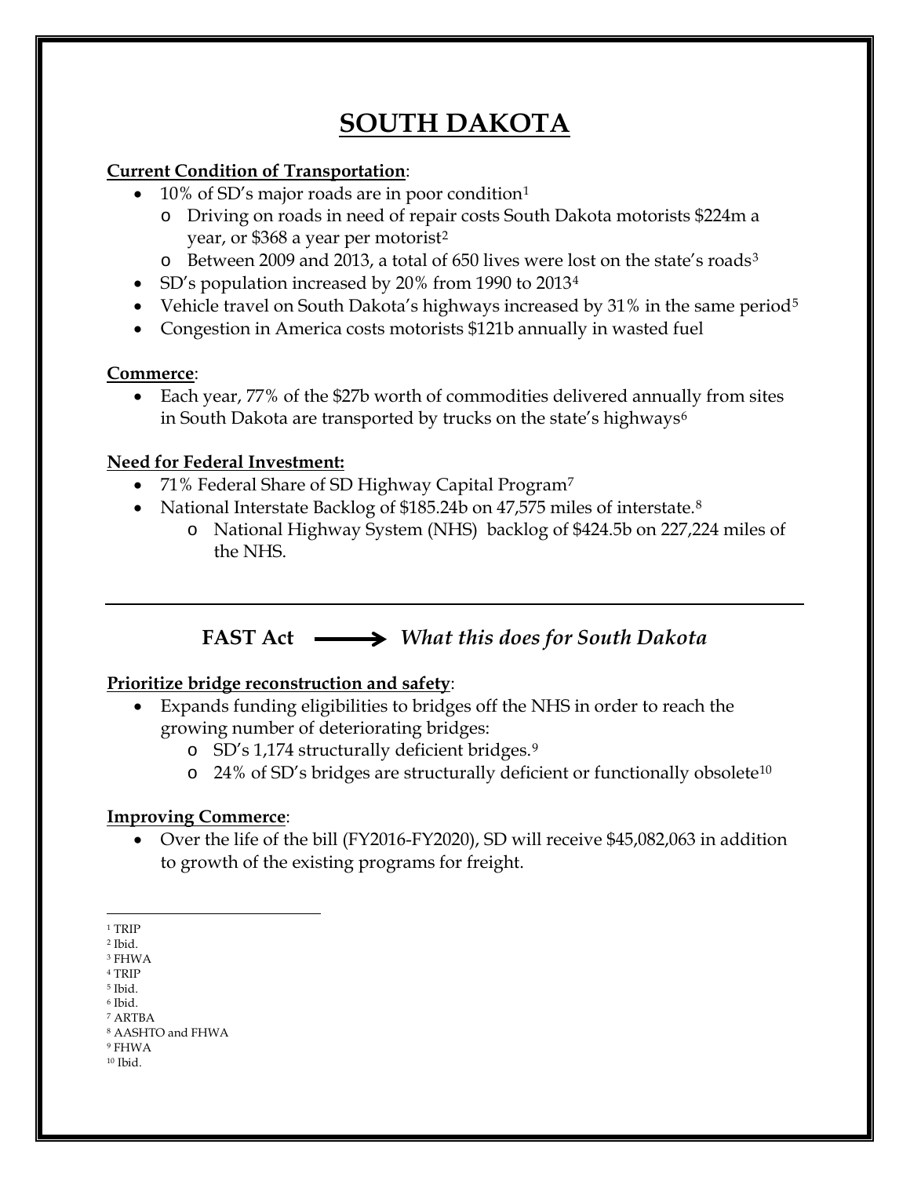# SOUTH DAKOTA

**Current Condition of Transportation**:

- 10% of SD's major roads are in poor condition[1]
  - Driving on roads in need of repair costs South Dakota motorists $224m a year, or $368 a year per motorist[2]
  - Between 2009 and 2013, a total of 650 lives were lost on the state's roads[3]
- SD's population increased by 20% from 1990 to 2013[4]
- Vehicle travel on South Dakota's highways increased by 31% in the same period[5]
- Congestion in America costs motorists $121b annually in wasted fuel

**Commerce**:

- Each year, 77% of the $27b worth of commodities delivered annually from sites in South Dakota are transported by trucks on the state's highways[6]

**Need for Federal Investment:**

- 71% Federal Share of SD Highway Capital Program[7]
- National Interstate Backlog of $185.24b on 47,575 miles of interstate.[8]
  - National Highway System (NHS) backlog of $424.5b on 227,224 miles of the NHS.

---

## FAST Act ⟶ *What this does for South Dakota*

**Prioritize bridge reconstruction and safety**:

- Expands funding eligibilities to bridges off the NHS in order to reach the growing number of deteriorating bridges:
  - SD's 1,174 structurally deficient bridges.[9]
  - 24% of SD's bridges are structurally deficient or functionally obsolete[10]

**Improving Commerce**:

- Over the life of the bill (FY2016-FY2020), SD will receive $45,082,063 in addition to growth of the existing programs for freight.

---

[1] TRIP
[2] Ibid.
[3] FHWA
[4] TRIP
[5] Ibid.
[6] Ibid.
[7] ARTBA
[8] AASHTO and FHWA
[9] FHWA
[10] Ibid.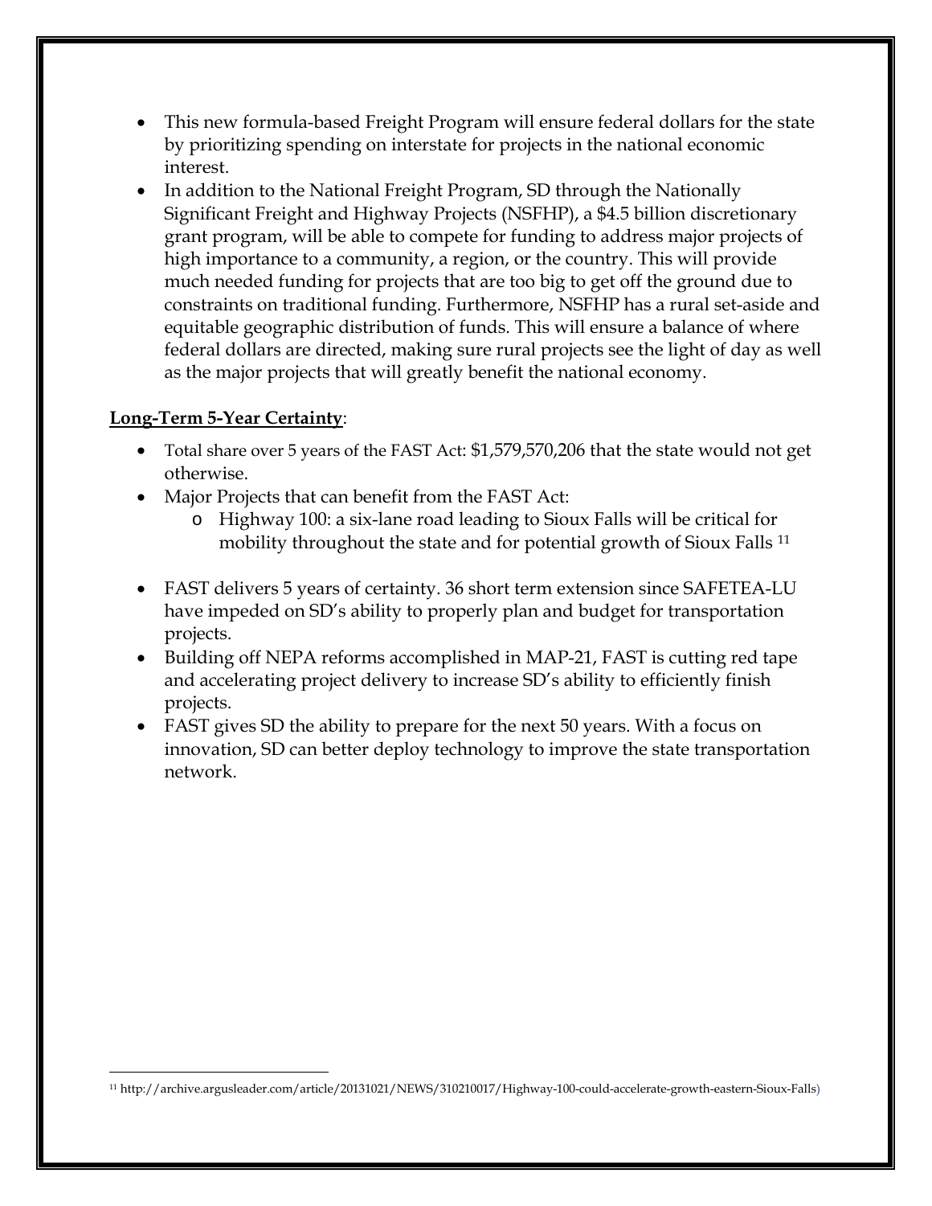- This new formula-based Freight Program will ensure federal dollars for the state by prioritizing spending on interstate for projects in the national economic interest.
- In addition to the National Freight Program, SD through the Nationally Significant Freight and Highway Projects (NSFHP), a $4.5 billion discretionary grant program, will be able to compete for funding to address major projects of high importance to a community, a region, or the country. This will provide much needed funding for projects that are too big to get off the ground due to constraints on traditional funding. Furthermore, NSFHP has a rural set-aside and equitable geographic distribution of funds. This will ensure a balance of where federal dollars are directed, making sure rural projects see the light of day as well as the major projects that will greatly benefit the national economy.

**Long-Term 5-Year Certainty**:

- Total share over 5 years of the FAST Act: $1,579,570,206 that the state would not get otherwise.
- Major Projects that can benefit from the FAST Act:
  - Highway 100: a six-lane road leading to Sioux Falls will be critical for mobility throughout the state and for potential growth of Sioux Falls [11]
- FAST delivers 5 years of certainty. 36 short term extension since SAFETEA-LU have impeded on SD's ability to properly plan and budget for transportation projects.
- Building off NEPA reforms accomplished in MAP-21, FAST is cutting red tape and accelerating project delivery to increase SD's ability to efficiently finish projects.
- FAST gives SD the ability to prepare for the next 50 years. With a focus on innovation, SD can better deploy technology to improve the state transportation network.

[11] http://archive.argusleader.com/article/20131021/NEWS/310210017/Highway-100-could-accelerate-growth-eastern-Sioux-Falls)